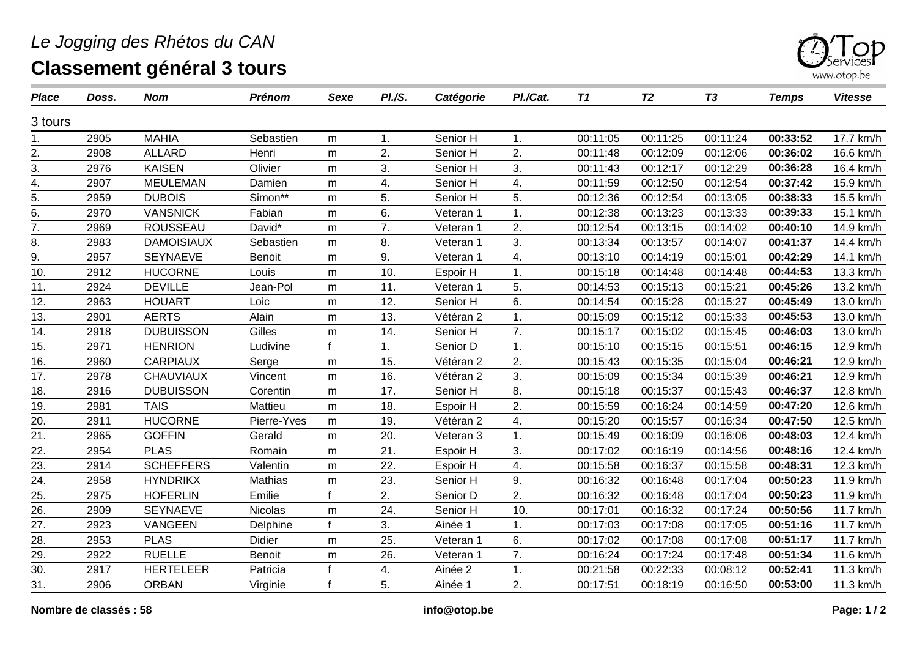*Le Jogging des Rhétos du CAN*

# Classement général 3 tours

| *Place* | *Doss.* | *Nom* | *Prénom* | *Sexe* | *Pl./S.* | *Catégorie* | *Pl./Cat.* | *T1* | *T2* | *T3* | *Temps* | *Vitesse* |
|---|---|---|---|---|---|---|---|---|---|---|---|---|
| 3 tours | | | | | | | | | | | | |
| 1. | 2905 | MAHIA | Sebastien | m | 1. | Senior H | 1. | 00:11:05 | 00:11:25 | 00:11:24 | **00:33:52** | 17.7 km/h |
| 2. | 2908 | ALLARD | Henri | m | 2. | Senior H | 2. | 00:11:48 | 00:12:09 | 00:12:06 | **00:36:02** | 16.6 km/h |
| 3. | 2976 | KAISEN | Olivier | m | 3. | Senior H | 3. | 00:11:43 | 00:12:17 | 00:12:29 | **00:36:28** | 16.4 km/h |
| 4. | 2907 | MEULEMAN | Damien | m | 4. | Senior H | 4. | 00:11:59 | 00:12:50 | 00:12:54 | **00:37:42** | 15.9 km/h |
| 5. | 2959 | DUBOIS | Simon** | m | 5. | Senior H | 5. | 00:12:36 | 00:12:54 | 00:13:05 | **00:38:33** | 15.5 km/h |
| 6. | 2970 | VANSNICK | Fabian | m | 6. | Veteran 1 | 1. | 00:12:38 | 00:13:23 | 00:13:33 | **00:39:33** | 15.1 km/h |
| 7. | 2969 | ROUSSEAU | David* | m | 7. | Veteran 1 | 2. | 00:12:54 | 00:13:15 | 00:14:02 | **00:40:10** | 14.9 km/h |
| 8. | 2983 | DAMOISIAUX | Sebastien | m | 8. | Veteran 1 | 3. | 00:13:34 | 00:13:57 | 00:14:07 | **00:41:37** | 14.4 km/h |
| 9. | 2957 | SEYNAEVE | Benoit | m | 9. | Veteran 1 | 4. | 00:13:10 | 00:14:19 | 00:15:01 | **00:42:29** | 14.1 km/h |
| 10. | 2912 | HUCORNE | Louis | m | 10. | Espoir H | 1. | 00:15:18 | 00:14:48 | 00:14:48 | **00:44:53** | 13.3 km/h |
| 11. | 2924 | DEVILLE | Jean-Pol | m | 11. | Veteran 1 | 5. | 00:14:53 | 00:15:13 | 00:15:21 | **00:45:26** | 13.2 km/h |
| 12. | 2963 | HOUART | Loic | m | 12. | Senior H | 6. | 00:14:54 | 00:15:28 | 00:15:27 | **00:45:49** | 13.0 km/h |
| 13. | 2901 | AERTS | Alain | m | 13. | Vétéran 2 | 1. | 00:15:09 | 00:15:12 | 00:15:33 | **00:45:53** | 13.0 km/h |
| 14. | 2918 | DUBUISSON | Gilles | m | 14. | Senior H | 7. | 00:15:17 | 00:15:02 | 00:15:45 | **00:46:03** | 13.0 km/h |
| 15. | 2971 | HENRION | Ludivine | f | 1. | Senior D | 1. | 00:15:10 | 00:15:15 | 00:15:51 | **00:46:15** | 12.9 km/h |
| 16. | 2960 | CARPIAUX | Serge | m | 15. | Vétéran 2 | 2. | 00:15:43 | 00:15:35 | 00:15:04 | **00:46:21** | 12.9 km/h |
| 17. | 2978 | CHAUVIAUX | Vincent | m | 16. | Vétéran 2 | 3. | 00:15:09 | 00:15:34 | 00:15:39 | **00:46:21** | 12.9 km/h |
| 18. | 2916 | DUBUISSON | Corentin | m | 17. | Senior H | 8. | 00:15:18 | 00:15:37 | 00:15:43 | **00:46:37** | 12.8 km/h |
| 19. | 2981 | TAIS | Mattieu | m | 18. | Espoir H | 2. | 00:15:59 | 00:16:24 | 00:14:59 | **00:47:20** | 12.6 km/h |
| 20. | 2911 | HUCORNE | Pierre-Yves | m | 19. | Vétéran 2 | 4. | 00:15:20 | 00:15:57 | 00:16:34 | **00:47:50** | 12.5 km/h |
| 21. | 2965 | GOFFIN | Gerald | m | 20. | Veteran 3 | 1. | 00:15:49 | 00:16:09 | 00:16:06 | **00:48:03** | 12.4 km/h |
| 22. | 2954 | PLAS | Romain | m | 21. | Espoir H | 3. | 00:17:02 | 00:16:19 | 00:14:56 | **00:48:16** | 12.4 km/h |
| 23. | 2914 | SCHEFFERS | Valentin | m | 22. | Espoir H | 4. | 00:15:58 | 00:16:37 | 00:15:58 | **00:48:31** | 12.3 km/h |
| 24. | 2958 | HYNDRIKX | Mathias | m | 23. | Senior H | 9. | 00:16:32 | 00:16:48 | 00:17:04 | **00:50:23** | 11.9 km/h |
| 25. | 2975 | HOFERLIN | Emilie | f | 2. | Senior D | 2. | 00:16:32 | 00:16:48 | 00:17:04 | **00:50:23** | 11.9 km/h |
| 26. | 2909 | SEYNAEVE | Nicolas | m | 24. | Senior H | 10. | 00:17:01 | 00:16:32 | 00:17:24 | **00:50:56** | 11.7 km/h |
| 27. | 2923 | VANGEEN | Delphine | f | 3. | Ainée 1 | 1. | 00:17:03 | 00:17:08 | 00:17:05 | **00:51:16** | 11.7 km/h |
| 28. | 2953 | PLAS | Didier | m | 25. | Veteran 1 | 6. | 00:17:02 | 00:17:08 | 00:17:08 | **00:51:17** | 11.7 km/h |
| 29. | 2922 | RUELLE | Benoit | m | 26. | Veteran 1 | 7. | 00:16:24 | 00:17:24 | 00:17:48 | **00:51:34** | 11.6 km/h |
| 30. | 2917 | HERTELEER | Patricia | f | 4. | Ainée 2 | 1. | 00:21:58 | 00:22:33 | 00:08:12 | **00:52:41** | 11.3 km/h |
| 31. | 2906 | ORBAN | Virginie | f | 5. | Ainée 1 | 2. | 00:17:51 | 00:18:19 | 00:16:50 | **00:53:00** | 11.3 km/h |

**Nombre de classés : 58**

**info@otop.be**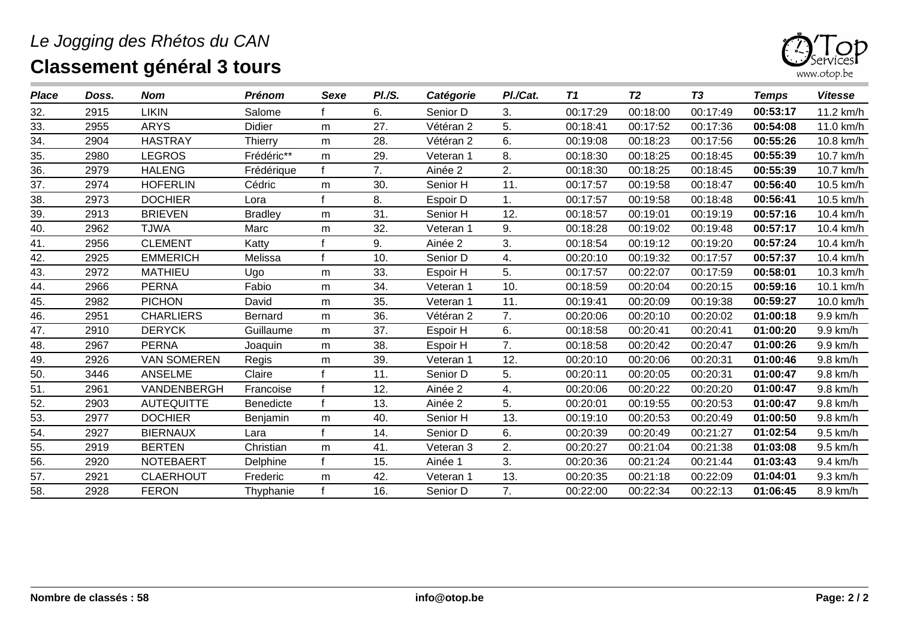*Le Jogging des Rhétos du CAN*

# Classement général 3 tours

| *Place* | *Doss.* | *Nom* | *Prénom* | *Sexe* | *Pl./S.* | *Catégorie* | *Pl./Cat.* | *T1* | *T2* | *T3* | *Temps* | *Vitesse* |
|---|---|---|---|---|---|---|---|---|---|---|---|---|
| 32. | 2915 | LIKIN | Salome | f | 6. | Senior D | 3. | 00:17:29 | 00:18:00 | 00:17:49 | **00:53:17** | 11.2 km/h |
| 33. | 2955 | ARYS | Didier | m | 27. | Vétéran 2 | 5. | 00:18:41 | 00:17:52 | 00:17:36 | **00:54:08** | 11.0 km/h |
| 34. | 2904 | HASTRAY | Thierry | m | 28. | Vétéran 2 | 6. | 00:19:08 | 00:18:23 | 00:17:56 | **00:55:26** | 10.8 km/h |
| 35. | 2980 | LEGROS | Frédéric** | m | 29. | Veteran 1 | 8. | 00:18:30 | 00:18:25 | 00:18:45 | **00:55:39** | 10.7 km/h |
| 36. | 2979 | HALENG | Frédérique | f | 7. | Ainée 2 | 2. | 00:18:30 | 00:18:25 | 00:18:45 | **00:55:39** | 10.7 km/h |
| 37. | 2974 | HOFERLIN | Cédric | m | 30. | Senior H | 11. | 00:17:57 | 00:19:58 | 00:18:47 | **00:56:40** | 10.5 km/h |
| 38. | 2973 | DOCHIER | Lora | f | 8. | Espoir D | 1. | 00:17:57 | 00:19:58 | 00:18:48 | **00:56:41** | 10.5 km/h |
| 39. | 2913 | BRIEVEN | Bradley | m | 31. | Senior H | 12. | 00:18:57 | 00:19:01 | 00:19:19 | **00:57:16** | 10.4 km/h |
| 40. | 2962 | TJWA | Marc | m | 32. | Veteran 1 | 9. | 00:18:28 | 00:19:02 | 00:19:48 | **00:57:17** | 10.4 km/h |
| 41. | 2956 | CLEMENT | Katty | f | 9. | Ainée 2 | 3. | 00:18:54 | 00:19:12 | 00:19:20 | **00:57:24** | 10.4 km/h |
| 42. | 2925 | EMMERICH | Melissa | f | 10. | Senior D | 4. | 00:20:10 | 00:19:32 | 00:17:57 | **00:57:37** | 10.4 km/h |
| 43. | 2972 | MATHIEU | Ugo | m | 33. | Espoir H | 5. | 00:17:57 | 00:22:07 | 00:17:59 | **00:58:01** | 10.3 km/h |
| 44. | 2966 | PERNA | Fabio | m | 34. | Veteran 1 | 10. | 00:18:59 | 00:20:04 | 00:20:15 | **00:59:16** | 10.1 km/h |
| 45. | 2982 | PICHON | David | m | 35. | Veteran 1 | 11. | 00:19:41 | 00:20:09 | 00:19:38 | **00:59:27** | 10.0 km/h |
| 46. | 2951 | CHARLIERS | Bernard | m | 36. | Vétéran 2 | 7. | 00:20:06 | 00:20:10 | 00:20:02 | **01:00:18** | 9.9 km/h |
| 47. | 2910 | DERYCK | Guillaume | m | 37. | Espoir H | 6. | 00:18:58 | 00:20:41 | 00:20:41 | **01:00:20** | 9.9 km/h |
| 48. | 2967 | PERNA | Joaquin | m | 38. | Espoir H | 7. | 00:18:58 | 00:20:42 | 00:20:47 | **01:00:26** | 9.9 km/h |
| 49. | 2926 | VAN SOMEREN | Regis | m | 39. | Veteran 1 | 12. | 00:20:10 | 00:20:06 | 00:20:31 | **01:00:46** | 9.8 km/h |
| 50. | 3446 | ANSELME | Claire | f | 11. | Senior D | 5. | 00:20:11 | 00:20:05 | 00:20:31 | **01:00:47** | 9.8 km/h |
| 51. | 2961 | VANDENBERGH | Francoise | f | 12. | Ainée 2 | 4. | 00:20:06 | 00:20:22 | 00:20:20 | **01:00:47** | 9.8 km/h |
| 52. | 2903 | AUTEQUITTE | Benedicte | f | 13. | Ainée 2 | 5. | 00:20:01 | 00:19:55 | 00:20:53 | **01:00:47** | 9.8 km/h |
| 53. | 2977 | DOCHIER | Benjamin | m | 40. | Senior H | 13. | 00:19:10 | 00:20:53 | 00:20:49 | **01:00:50** | 9.8 km/h |
| 54. | 2927 | BIERNAUX | Lara | f | 14. | Senior D | 6. | 00:20:39 | 00:20:49 | 00:21:27 | **01:02:54** | 9.5 km/h |
| 55. | 2919 | BERTEN | Christian | m | 41. | Veteran 3 | 2. | 00:20:27 | 00:21:04 | 00:21:38 | **01:03:08** | 9.5 km/h |
| 56. | 2920 | NOTEBAERT | Delphine | f | 15. | Ainée 1 | 3. | 00:20:36 | 00:21:24 | 00:21:44 | **01:03:43** | 9.4 km/h |
| 57. | 2921 | CLAERHOUT | Frederic | m | 42. | Veteran 1 | 13. | 00:20:35 | 00:21:18 | 00:22:09 | **01:04:01** | 9.3 km/h |
| 58. | 2928 | FERON | Thyphanie | f | 16. | Senior D | 7. | 00:22:00 | 00:22:34 | 00:22:13 | **01:06:45** | 8.9 km/h |

**Nombre de classés : 58** **info@otop.be**